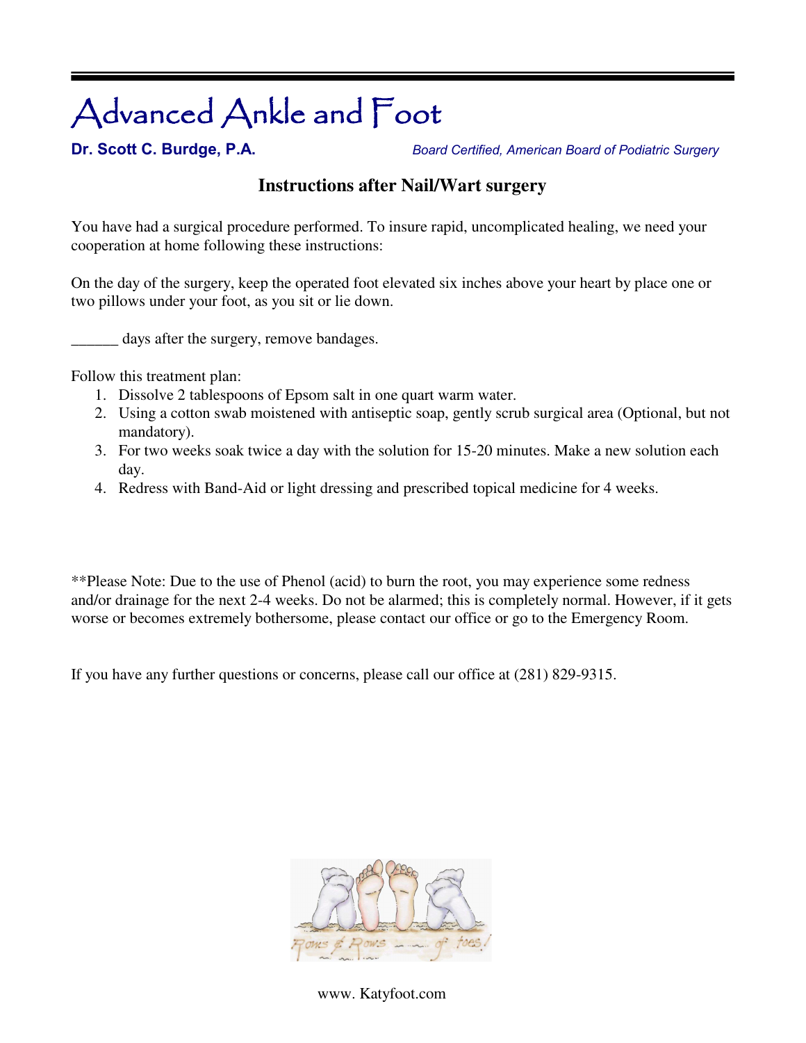# Advanced Ankle and Foot

**Dr. Scott C. Burdge, P.A.** *Board Certified, American Board of Podiatric Surgery*

## Instructions after Nail/Wart surgery

You have had a surgical procedure performed. To insure rapid, uncomplicated healing, we need your cooperation at home following these instructions:

On the day of the surgery, keep the operated foot elevated six inches above your heart by place one or two pillows under your foot, as you sit or lie down.

______ days after the surgery, remove bandages.

Follow this treatment plan:

1. Dissolve 2 tablespoons of Epsom salt in one quart warm water.
2. Using a cotton swab moistened with antiseptic soap, gently scrub surgical area (Optional, but not mandatory).
3. For two weeks soak twice a day with the solution for 15-20 minutes. Make a new solution each day.
4. Redress with Band-Aid or light dressing and prescribed topical medicine for 4 weeks.

**Please Note: Due to the use of Phenol (acid) to burn the root, you may experience some redness and/or drainage for the next 2-4 weeks. Do not be alarmed; this is completely normal. However, if it gets worse or becomes extremely bothersome, please contact our office or go to the Emergency Room.

If you have any further questions or concerns, please call our office at (281) 829-9315.

Rows & Rows ... of toes!

www. Katyfoot.com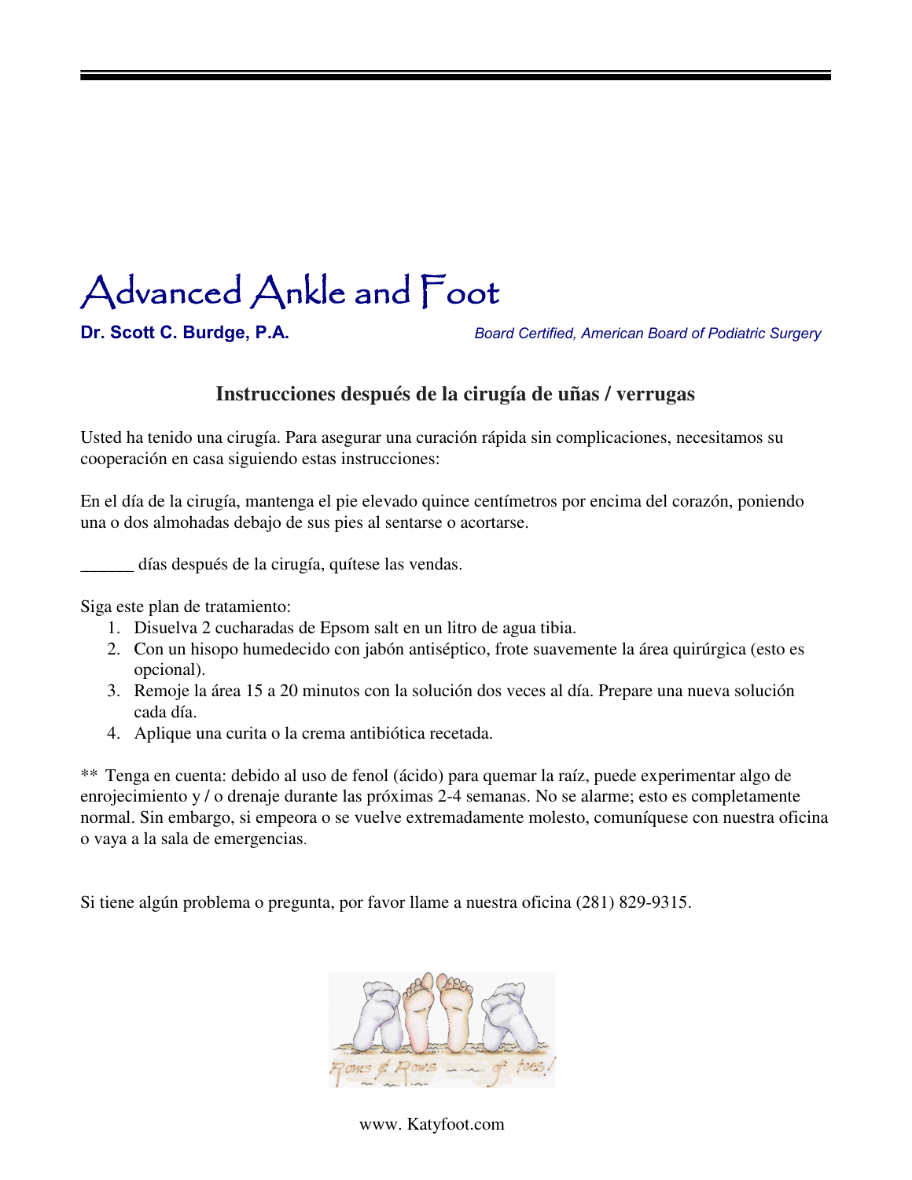# Advanced Ankle and Foot

**Dr. Scott C. Burdge, P.A.** *Board Certified, American Board of Podiatric Surgery*

## Instrucciones después de la cirugía de uñas / verrugas

Usted ha tenido una cirugía. Para asegurar una curación rápida sin complicaciones, necesitamos su cooperación en casa siguiendo estas instrucciones:

En el día de la cirugía, mantenga el pie elevado quince centímetros por encima del corazón, poniendo una o dos almohadas debajo de sus pies al sentarse o acortarse.

______ días después de la cirugía, quítese las vendas.

Siga este plan de tratamiento:

1. Disuelva 2 cucharadas de Epsom salt en un litro de agua tibia.
2. Con un hisopo humedecido con jabón antiséptico, frote suavemente la área quirúrgica (esto es opcional).
3. Remoje la área 15 a 20 minutos con la solución dos veces al día. Prepare una nueva solución cada día.
4. Aplique una curita o la crema antibiótica recetada.

** Tenga en cuenta: debido al uso de fenol (ácido) para quemar la raíz, puede experimentar algo de enrojecimiento y / o drenaje durante las próximas 2-4 semanas. No se alarme; esto es completamente normal. Sin embargo, si empeora o se vuelve extremadamente molesto, comuníquese con nuestra oficina o vaya a la sala de emergencias.

Si tiene algún problema o pregunta, por favor llame a nuestra oficina (281) 829-9315.

Rows & Rows of toes!

www. Katyfoot.com